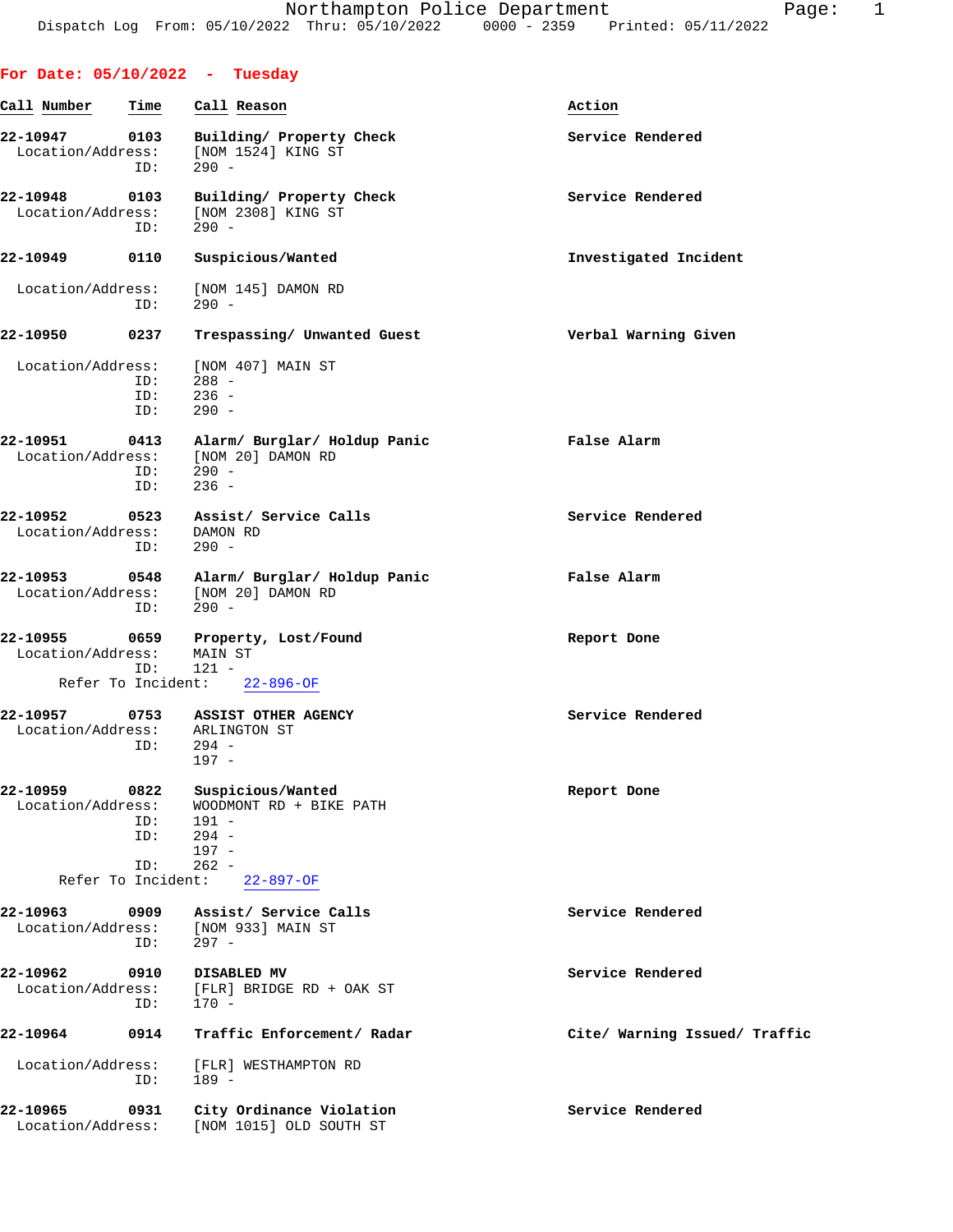# Northampton Police Department

Dispatch Log From: 05/10/2022 Thru: 05/10/2022 0000 - 2359 Printed: 05/11/2022

## For Date: 05/10/2022 - Tuesday

| Call Number | Time | Call Reason | Action |
|---|---|---|---|
| 22-10947 | 0103 | Building/ Property Check | Service Rendered |
| Location/Address: | | [NOM 1524] KING ST | |
| ID: | | 290 - | |
| 22-10948 | 0103 | Building/ Property Check | Service Rendered |
| Location/Address: | | [NOM 2308] KING ST | |
| ID: | | 290 - | |
| 22-10949 | 0110 | Suspicious/Wanted | Investigated Incident |
| Location/Address: | | [NOM 145] DAMON RD | |
| ID: | | 290 - | |
| 22-10950 | 0237 | Trespassing/ Unwanted Guest | Verbal Warning Given |
| Location/Address: | | [NOM 407] MAIN ST | |
| ID: | | 288 - | |
| ID: | | 236 - | |
| ID: | | 290 - | |
| 22-10951 | 0413 | Alarm/ Burglar/ Holdup Panic | False Alarm |
| Location/Address: | | [NOM 20] DAMON RD | |
| ID: | | 290 - | |
| ID: | | 236 - | |
| 22-10952 | 0523 | Assist/ Service Calls | Service Rendered |
| Location/Address: | | DAMON RD | |
| ID: | | 290 - | |
| 22-10953 | 0548 | Alarm/ Burglar/ Holdup Panic | False Alarm |
| Location/Address: | | [NOM 20] DAMON RD | |
| ID: | | 290 - | |
| 22-10955 | 0659 | Property, Lost/Found | Report Done |
| Location/Address: | | MAIN ST | |
| ID: | | 121 - | |
| Refer To Incident: | | 22-896-OF | |
| 22-10957 | 0753 | ASSIST OTHER AGENCY | Service Rendered |
| Location/Address: | | ARLINGTON ST | |
| ID: | | 294 - | |
| | | 197 - | |
| 22-10959 | 0822 | Suspicious/Wanted | Report Done |
| Location/Address: | | WOODMONT RD + BIKE PATH | |
| ID: | | 191 - | |
| ID: | | 294 - | |
| | | 197 - | |
| ID: | | 262 - | |
| Refer To Incident: | | 22-897-OF | |
| 22-10963 | 0909 | Assist/ Service Calls | Service Rendered |
| Location/Address: | | [NOM 933] MAIN ST | |
| ID: | | 297 - | |
| 22-10962 | 0910 | DISABLED MV | Service Rendered |
| Location/Address: | | [FLR] BRIDGE RD + OAK ST | |
| ID: | | 170 - | |
| 22-10964 | 0914 | Traffic Enforcement/ Radar | Cite/ Warning Issued/ Traffic |
| Location/Address: | | [FLR] WESTHAMPTON RD | |
| ID: | | 189 - | |
| 22-10965 | 0931 | City Ordinance Violation | Service Rendered |
| Location/Address: | | [NOM 1015] OLD SOUTH ST | |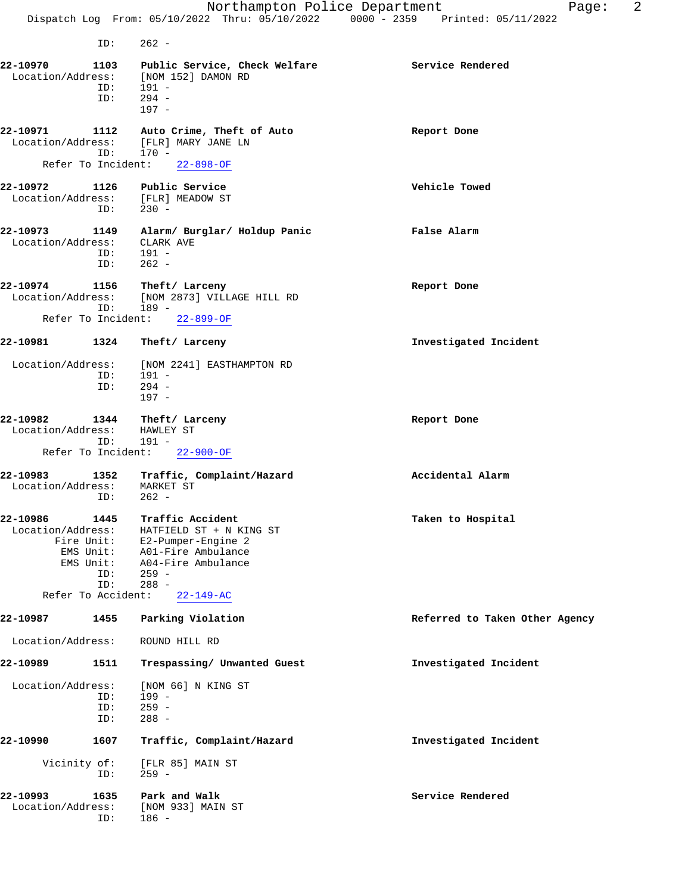```
            ID:    262 -

22-10970    1103    Public Service, Check Welfare                Service Rendered
  Location/Address:    [NOM 152] DAMON RD
            ID:    191 -
            ID:    294 -
                   197 -

22-10971    1112    Auto Crime, Theft of Auto                    Report Done
  Location/Address:    [FLR] MARY JANE LN
            ID:    170 -
      Refer To Incident:    22-898-OF

22-10972    1126    Public Service                               Vehicle Towed
  Location/Address:    [FLR] MEADOW ST
            ID:    230 -

22-10973    1149    Alarm/ Burglar/ Holdup Panic                 False Alarm
  Location/Address:    CLARK AVE
            ID:    191 -
            ID:    262 -

22-10974    1156    Theft/ Larceny                               Report Done
  Location/Address:    [NOM 2873] VILLAGE HILL RD
            ID:    189 -
      Refer To Incident:    22-899-OF

22-10981    1324    Theft/ Larceny                               Investigated Incident

  Location/Address:    [NOM 2241] EASTHAMPTON RD
            ID:    191 -
            ID:    294 -
                   197 -

22-10982    1344    Theft/ Larceny                               Report Done
  Location/Address:    HAWLEY ST
            ID:    191 -
      Refer To Incident:    22-900-OF

22-10983    1352    Traffic, Complaint/Hazard                    Accidental Alarm
  Location/Address:    MARKET ST
            ID:    262 -

22-10986    1445    Traffic Accident                             Taken to Hospital
  Location/Address:    HATFIELD ST + N KING ST
         Fire Unit:    E2-Pumper-Engine 2
          EMS Unit:    A01-Fire Ambulance
          EMS Unit:    A04-Fire Ambulance
            ID:    259 -
            ID:    288 -
      Refer To Accident:    22-149-AC

22-10987    1455    Parking Violation                            Referred to Taken Other Agency

  Location/Address:    ROUND HILL RD

22-10989    1511    Trespassing/ Unwanted Guest                  Investigated Incident

  Location/Address:    [NOM 66] N KING ST
            ID:    199 -
            ID:    259 -
            ID:    288 -

22-10990    1607    Traffic, Complaint/Hazard                    Investigated Incident

       Vicinity of:    [FLR 85] MAIN ST
            ID:    259 -

22-10993    1635    Park and Walk                                Service Rendered
  Location/Address:    [NOM 933] MAIN ST
            ID:    186 -
```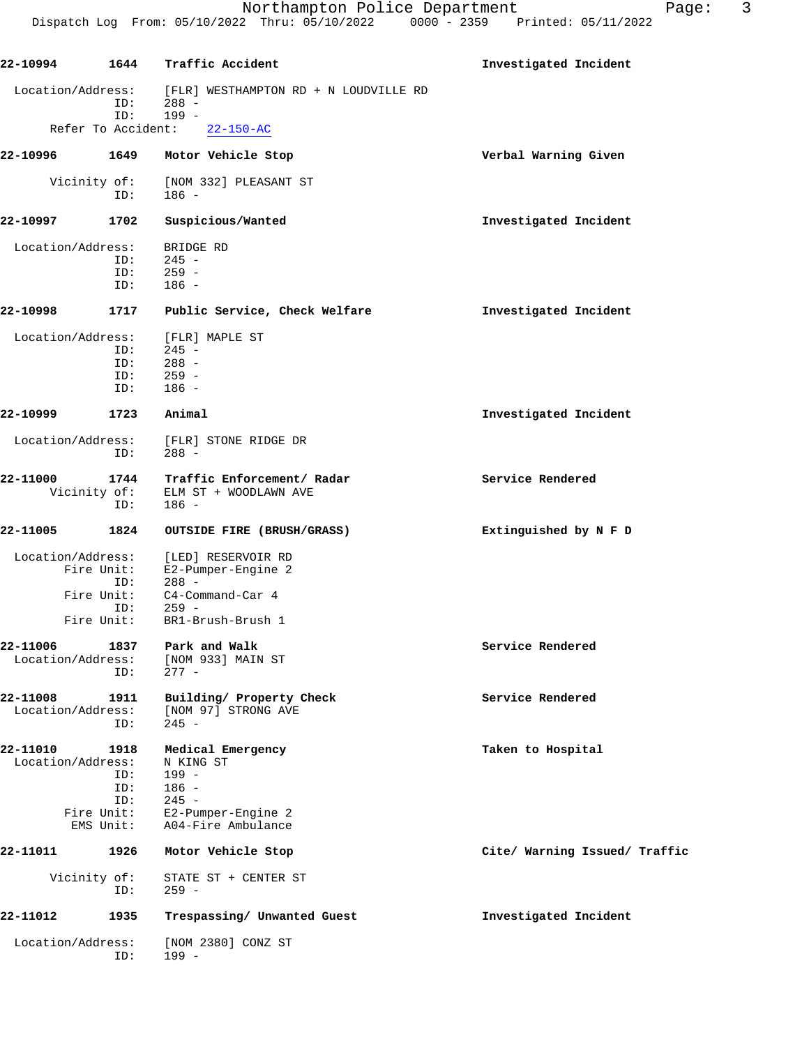**22-10994 1644 Traffic Accident** — **Investigated Incident**

Location/Address: [FLR] WESTHAMPTON RD + N LOUDVILLE RD
ID: 288 -
ID: 199 -
Refer To Accident: 22-150-AC

**22-10996 1649 Motor Vehicle Stop** — **Verbal Warning Given**

Vicinity of: [NOM 332] PLEASANT ST
ID: 186 -

**22-10997 1702 Suspicious/Wanted** — **Investigated Incident**

Location/Address: BRIDGE RD
ID: 245 -
ID: 259 -
ID: 186 -

**22-10998 1717 Public Service, Check Welfare** — **Investigated Incident**

Location/Address: [FLR] MAPLE ST
ID: 245 -
ID: 288 -
ID: 259 -
ID: 186 -

**22-10999 1723 Animal** — **Investigated Incident**

Location/Address: [FLR] STONE RIDGE DR
ID: 288 -

**22-11000 1744 Traffic Enforcement/ Radar** — **Service Rendered**

Vicinity of: ELM ST + WOODLAWN AVE
ID: 186 -

**22-11005 1824 OUTSIDE FIRE (BRUSH/GRASS)** — **Extinguished by N F D**

Location/Address: [LED] RESERVOIR RD
Fire Unit: E2-Pumper-Engine 2
ID: 288 -
Fire Unit: C4-Command-Car 4
ID: 259 -
Fire Unit: BR1-Brush-Brush 1

**22-11006 1837 Park and Walk** — **Service Rendered**

Location/Address: [NOM 933] MAIN ST
ID: 277 -

**22-11008 1911 Building/ Property Check** — **Service Rendered**

Location/Address: [NOM 97] STRONG AVE
ID: 245 -

**22-11010 1918 Medical Emergency** — **Taken to Hospital**

Location/Address: N KING ST
ID: 199 -
ID: 186 -
ID: 245 -
Fire Unit: E2-Pumper-Engine 2
EMS Unit: A04-Fire Ambulance

**22-11011 1926 Motor Vehicle Stop** — **Cite/ Warning Issued/ Traffic**

Vicinity of: STATE ST + CENTER ST
ID: 259 -

**22-11012 1935 Trespassing/ Unwanted Guest** — **Investigated Incident**

Location/Address: [NOM 2380] CONZ ST
ID: 199 -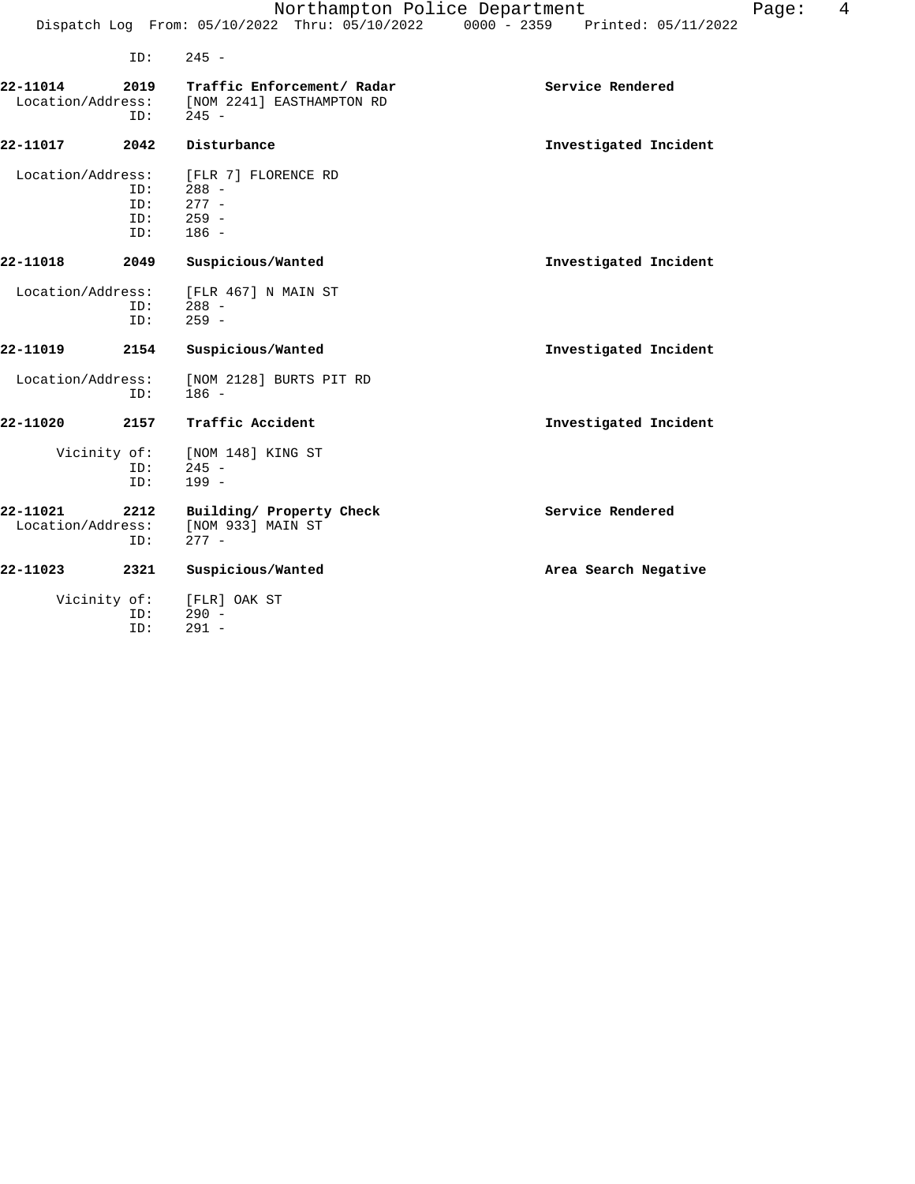ID: 245 -

**22-11014 2019 Traffic Enforcement/ Radar** **Service Rendered**
Location/Address: [NOM 2241] EASTHAMPTON RD
ID: 245 -

**22-11017 2042 Disturbance** **Investigated Incident**

Location/Address: [FLR 7] FLORENCE RD
ID: 288 -
ID: 277 -
ID: 259 -
ID: 186 -

**22-11018 2049 Suspicious/Wanted** **Investigated Incident**

Location/Address: [FLR 467] N MAIN ST
ID: 288 -
ID: 259 -

**22-11019 2154 Suspicious/Wanted** **Investigated Incident**

Location/Address: [NOM 2128] BURTS PIT RD
ID: 186 -

**22-11020 2157 Traffic Accident** **Investigated Incident**

Vicinity of: [NOM 148] KING ST
ID: 245 -
ID: 199 -

**22-11021 2212 Building/ Property Check** **Service Rendered**
Location/Address: [NOM 933] MAIN ST
ID: 277 -

**22-11023 2321 Suspicious/Wanted** **Area Search Negative**

Vicinity of: [FLR] OAK ST
ID: 290 -
ID: 291 -